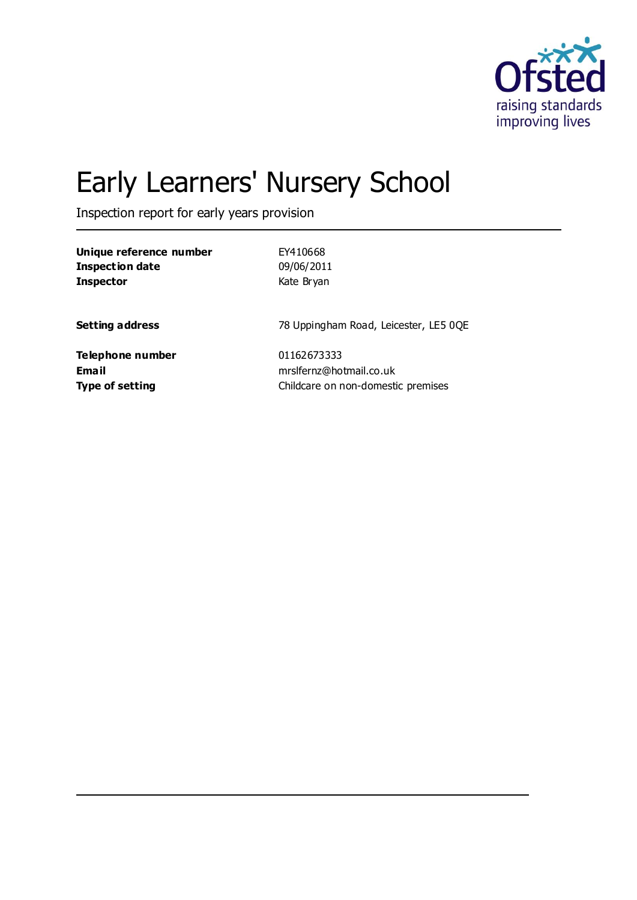# Early Learners' Nursery School

Inspection report for early years provision

| | |
|---|---|
| **Unique reference number** | EY410668 |
| **Inspection date** | 09/06/2011 |
| **Inspector** | Kate Bryan |
| | |
| **Setting address** | 78 Uppingham Road, Leicester, LE5 0QE |
| | |
| **Telephone number** | 01162673333 |
| **Email** | mrslfernz@hotmail.co.uk |
| **Type of setting** | Childcare on non-domestic premises |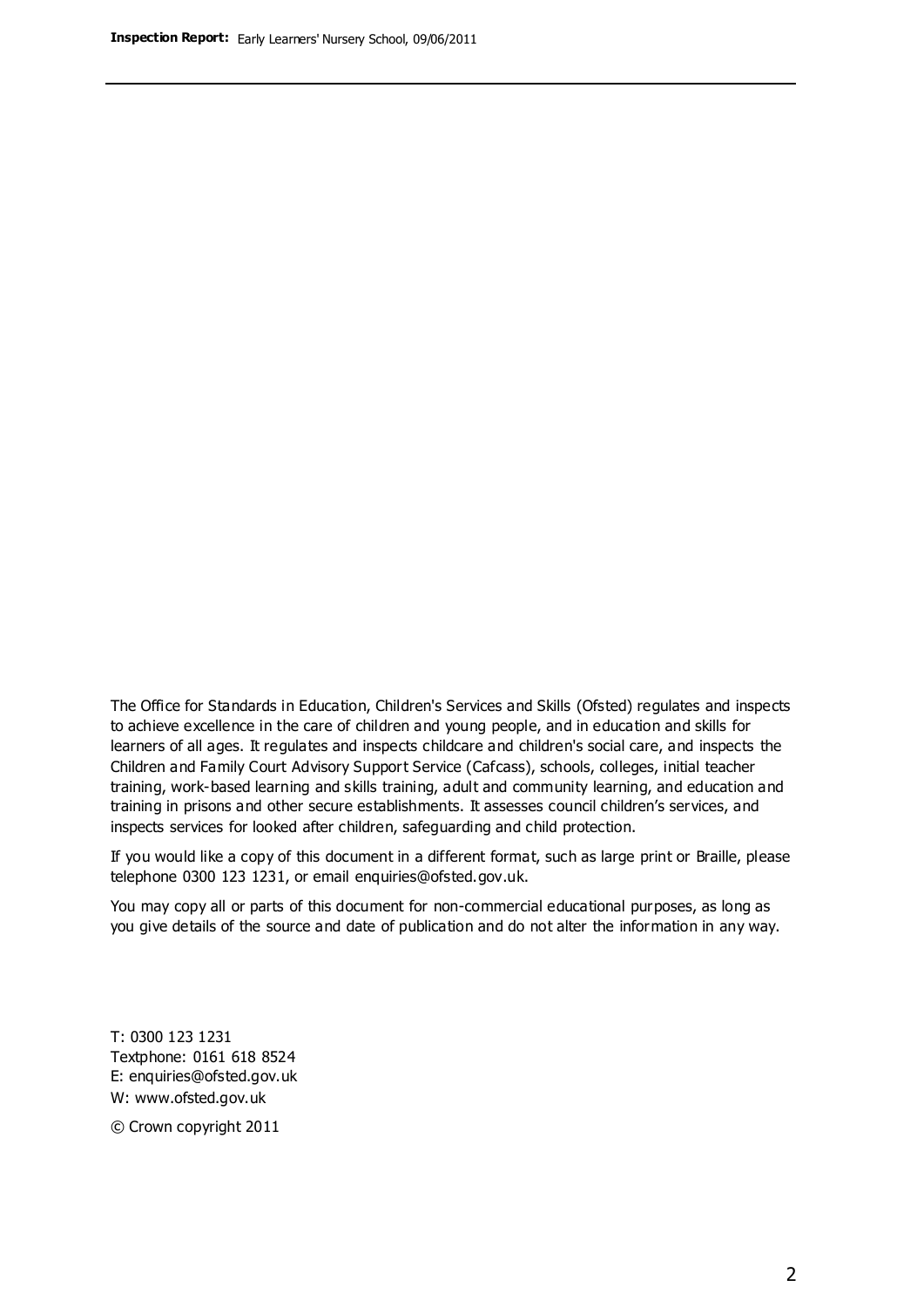The Office for Standards in Education, Children's Services and Skills (Ofsted) regulates and inspects to achieve excellence in the care of children and young people, and in education and skills for learners of all ages. It regulates and inspects childcare and children's social care, and inspects the Children and Family Court Advisory Support Service (Cafcass), schools, colleges, initial teacher training, work-based learning and skills training, adult and community learning, and education and training in prisons and other secure establishments. It assesses council children's services, and inspects services for looked after children, safeguarding and child protection.

If you would like a copy of this document in a different format, such as large print or Braille, please telephone 0300 123 1231, or email enquiries@ofsted.gov.uk.

You may copy all or parts of this document for non-commercial educational purposes, as long as you give details of the source and date of publication and do not alter the information in any way.

T: 0300 123 1231
Textphone: 0161 618 8524
E: enquiries@ofsted.gov.uk
W: www.ofsted.gov.uk

© Crown copyright 2011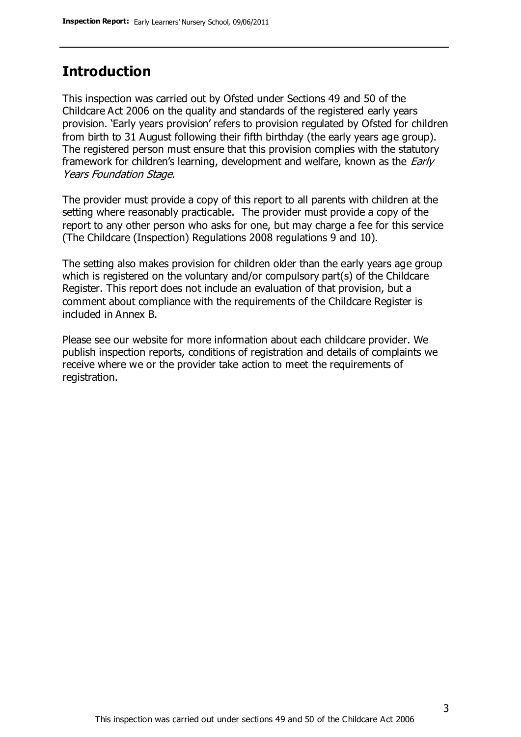## Introduction

This inspection was carried out by Ofsted under Sections 49 and 50 of the Childcare Act 2006 on the quality and standards of the registered early years provision. 'Early years provision' refers to provision regulated by Ofsted for children from birth to 31 August following their fifth birthday (the early years age group). The registered person must ensure that this provision complies with the statutory framework for children's learning, development and welfare, known as the *Early Years Foundation Stage.*

The provider must provide a copy of this report to all parents with children at the setting where reasonably practicable. The provider must provide a copy of the report to any other person who asks for one, but may charge a fee for this service (The Childcare (Inspection) Regulations 2008 regulations 9 and 10).

The setting also makes provision for children older than the early years age group which is registered on the voluntary and/or compulsory part(s) of the Childcare Register. This report does not include an evaluation of that provision, but a comment about compliance with the requirements of the Childcare Register is included in Annex B.

Please see our website for more information about each childcare provider. We publish inspection reports, conditions of registration and details of complaints we receive where we or the provider take action to meet the requirements of registration.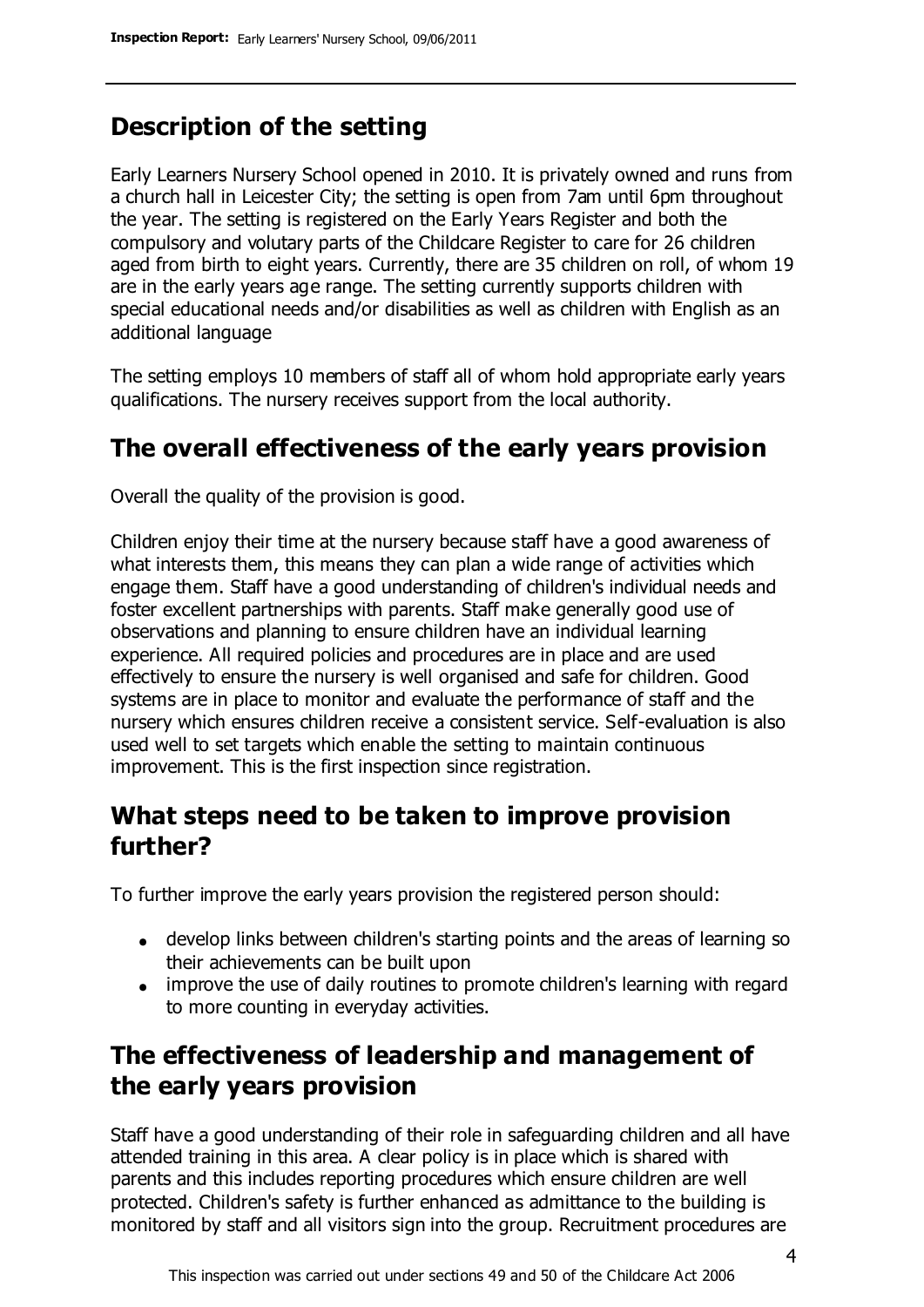## Description of the setting

Early Learners Nursery School opened in 2010. It is privately owned and runs from a church hall in Leicester City; the setting is open from 7am until 6pm throughout the year. The setting is registered on the Early Years Register and both the compulsory and volutary parts of the Childcare Register to care for 26 children aged from birth to eight years. Currently, there are 35 children on roll, of whom 19 are in the early years age range. The setting currently supports children with special educational needs and/or disabilities as well as children with English as an additional language

The setting employs 10 members of staff all of whom hold appropriate early years qualifications. The nursery receives support from the local authority.

## The overall effectiveness of the early years provision

Overall the quality of the provision is good.

Children enjoy their time at the nursery because staff have a good awareness of what interests them, this means they can plan a wide range of activities which engage them. Staff have a good understanding of children's individual needs and foster excellent partnerships with parents. Staff make generally good use of observations and planning to ensure children have an individual learning experience. All required policies and procedures are in place and are used effectively to ensure the nursery is well organised and safe for children. Good systems are in place to monitor and evaluate the performance of staff and the nursery which ensures children receive a consistent service. Self-evaluation is also used well to set targets which enable the setting to maintain continuous improvement. This is the first inspection since registration.

## What steps need to be taken to improve provision further?

To further improve the early years provision the registered person should:

- develop links between children's starting points and the areas of learning so their achievements can be built upon
- improve the use of daily routines to promote children's learning with regard to more counting in everyday activities.

## The effectiveness of leadership and management of the early years provision

Staff have a good understanding of their role in safeguarding children and all have attended training in this area. A clear policy is in place which is shared with parents and this includes reporting procedures which ensure children are well protected. Children's safety is further enhanced as admittance to the building is monitored by staff and all visitors sign into the group. Recruitment procedures are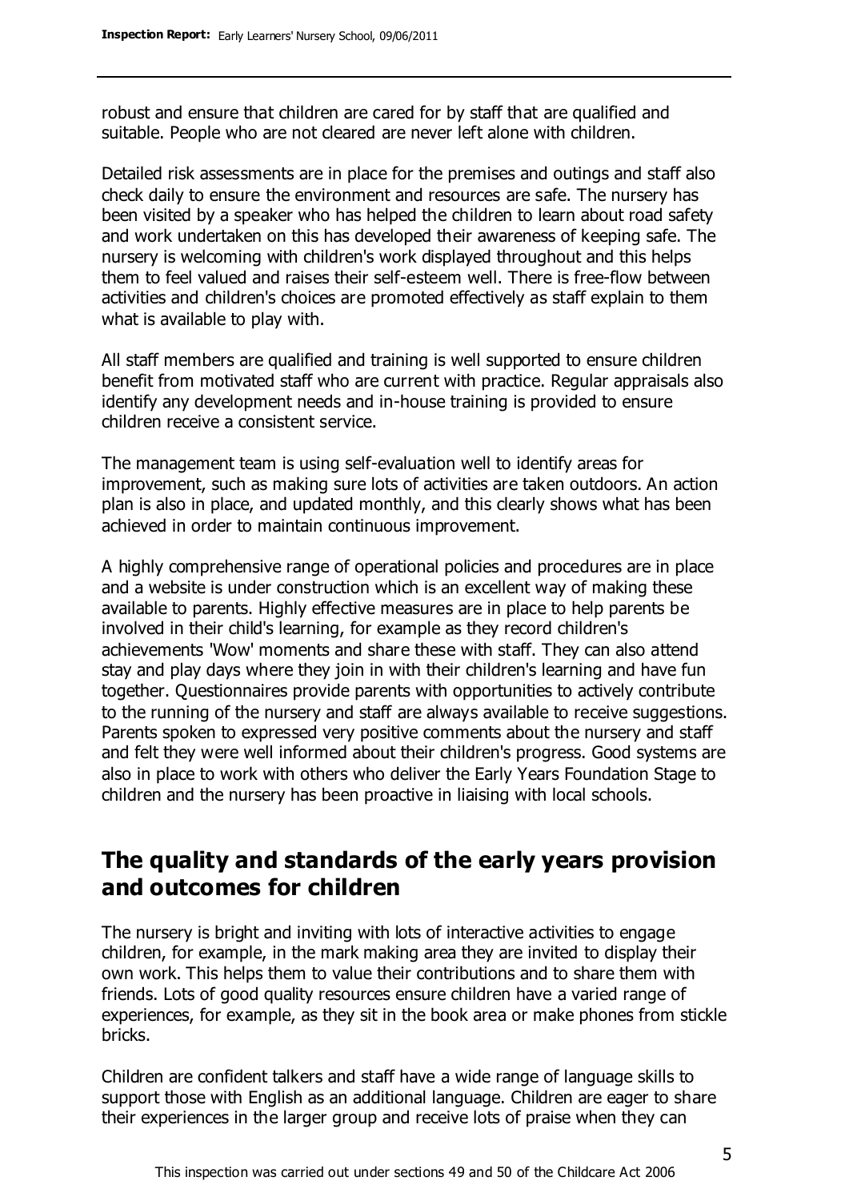robust and ensure that children are cared for by staff that are qualified and suitable. People who are not cleared are never left alone with children.

Detailed risk assessments are in place for the premises and outings and staff also check daily to ensure the environment and resources are safe. The nursery has been visited by a speaker who has helped the children to learn about road safety and work undertaken on this has developed their awareness of keeping safe. The nursery is welcoming with children's work displayed throughout and this helps them to feel valued and raises their self-esteem well. There is free-flow between activities and children's choices are promoted effectively as staff explain to them what is available to play with.

All staff members are qualified and training is well supported to ensure children benefit from motivated staff who are current with practice. Regular appraisals also identify any development needs and in-house training is provided to ensure children receive a consistent service.

The management team is using self-evaluation well to identify areas for improvement, such as making sure lots of activities are taken outdoors. An action plan is also in place, and updated monthly, and this clearly shows what has been achieved in order to maintain continuous improvement.

A highly comprehensive range of operational policies and procedures are in place and a website is under construction which is an excellent way of making these available to parents. Highly effective measures are in place to help parents be involved in their child's learning, for example as they record children's achievements 'Wow' moments and share these with staff. They can also attend stay and play days where they join in with their children's learning and have fun together. Questionnaires provide parents with opportunities to actively contribute to the running of the nursery and staff are always available to receive suggestions. Parents spoken to expressed very positive comments about the nursery and staff and felt they were well informed about their children's progress. Good systems are also in place to work with others who deliver the Early Years Foundation Stage to children and the nursery has been proactive in liaising with local schools.

## The quality and standards of the early years provision and outcomes for children

The nursery is bright and inviting with lots of interactive activities to engage children, for example, in the mark making area they are invited to display their own work. This helps them to value their contributions and to share them with friends. Lots of good quality resources ensure children have a varied range of experiences, for example, as they sit in the book area or make phones from stickle bricks.

Children are confident talkers and staff have a wide range of language skills to support those with English as an additional language. Children are eager to share their experiences in the larger group and receive lots of praise when they can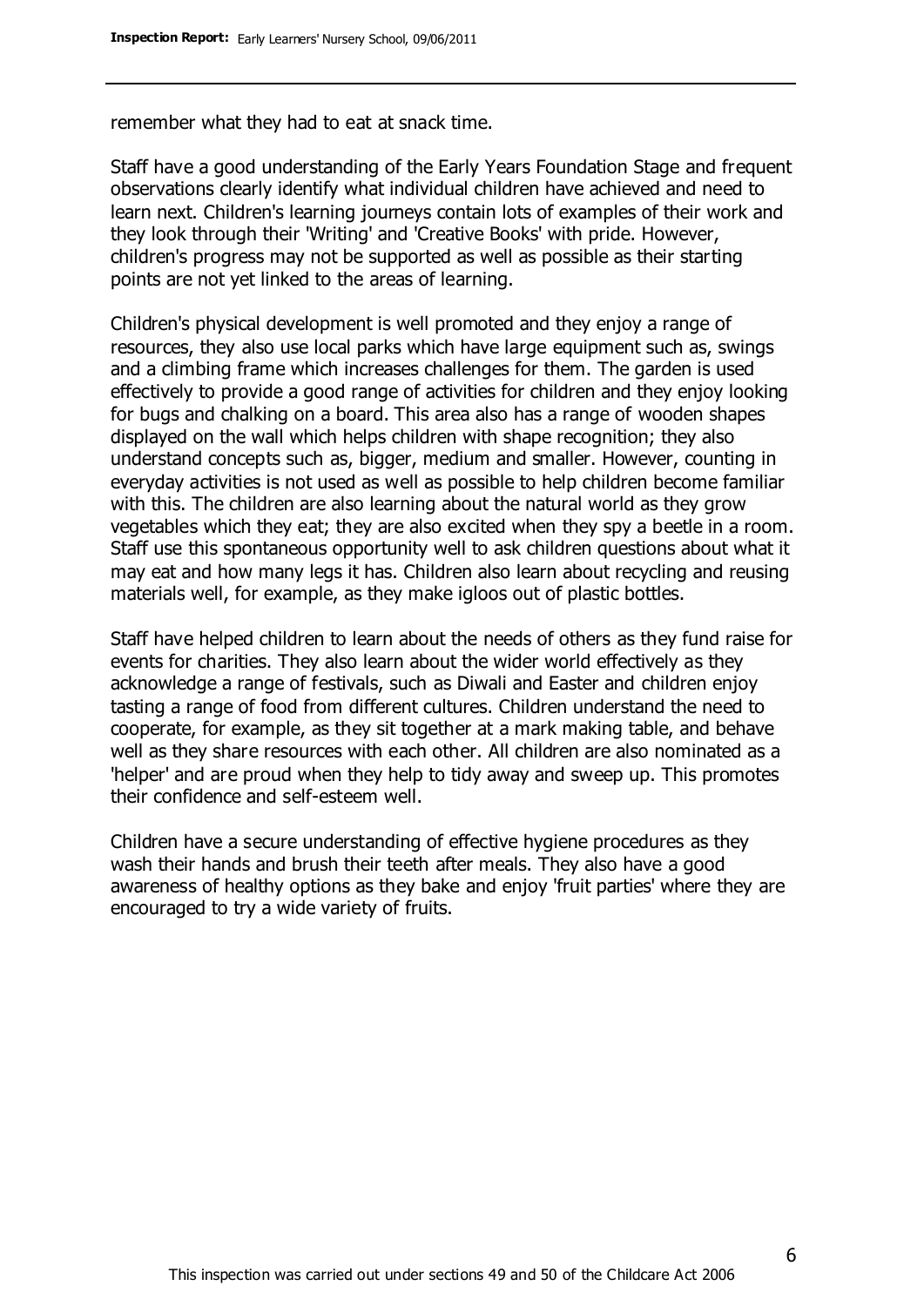remember what they had to eat at snack time.

Staff have a good understanding of the Early Years Foundation Stage and frequent observations clearly identify what individual children have achieved and need to learn next. Children's learning journeys contain lots of examples of their work and they look through their 'Writing' and 'Creative Books' with pride. However, children's progress may not be supported as well as possible as their starting points are not yet linked to the areas of learning.

Children's physical development is well promoted and they enjoy a range of resources, they also use local parks which have large equipment such as, swings and a climbing frame which increases challenges for them. The garden is used effectively to provide a good range of activities for children and they enjoy looking for bugs and chalking on a board. This area also has a range of wooden shapes displayed on the wall which helps children with shape recognition; they also understand concepts such as, bigger, medium and smaller. However, counting in everyday activities is not used as well as possible to help children become familiar with this. The children are also learning about the natural world as they grow vegetables which they eat; they are also excited when they spy a beetle in a room. Staff use this spontaneous opportunity well to ask children questions about what it may eat and how many legs it has. Children also learn about recycling and reusing materials well, for example, as they make igloos out of plastic bottles.

Staff have helped children to learn about the needs of others as they fund raise for events for charities. They also learn about the wider world effectively as they acknowledge a range of festivals, such as Diwali and Easter and children enjoy tasting a range of food from different cultures. Children understand the need to cooperate, for example, as they sit together at a mark making table, and behave well as they share resources with each other. All children are also nominated as a 'helper' and are proud when they help to tidy away and sweep up. This promotes their confidence and self-esteem well.

Children have a secure understanding of effective hygiene procedures as they wash their hands and brush their teeth after meals. They also have a good awareness of healthy options as they bake and enjoy 'fruit parties' where they are encouraged to try a wide variety of fruits.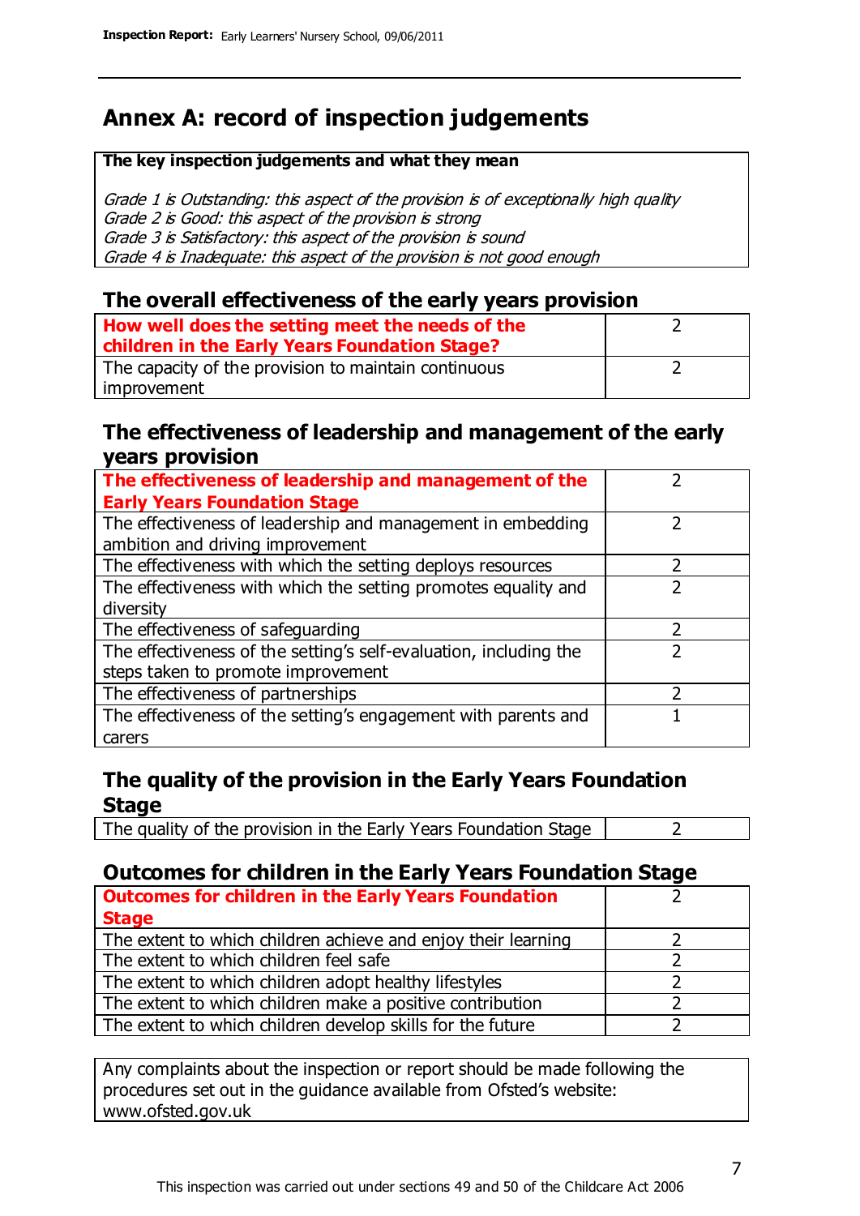## Annex A: record of inspection judgements

**The key inspection judgements and what they mean**

*Grade 1 is Outstanding: this aspect of the provision is of exceptionally high quality*
*Grade 2 is Good: this aspect of the provision is strong*
*Grade 3 is Satisfactory: this aspect of the provision is sound*
*Grade 4 is Inadequate: this aspect of the provision is not good enough*

### The overall effectiveness of the early years provision

| | |
|---|---|
| **How well does the setting meet the needs of the children in the Early Years Foundation Stage?** | 2 |
| The capacity of the provision to maintain continuous improvement | 2 |

### The effectiveness of leadership and management of the early years provision

| | |
|---|---|
| **The effectiveness of leadership and management of the Early Years Foundation Stage** | 2 |
| The effectiveness of leadership and management in embedding ambition and driving improvement | 2 |
| The effectiveness with which the setting deploys resources | 2 |
| The effectiveness with which the setting promotes equality and diversity | 2 |
| The effectiveness of safeguarding | 2 |
| The effectiveness of the setting's self-evaluation, including the steps taken to promote improvement | 2 |
| The effectiveness of partnerships | 2 |
| The effectiveness of the setting's engagement with parents and carers | 1 |

### The quality of the provision in the Early Years Foundation Stage

| | |
|---|---|
| The quality of the provision in the Early Years Foundation Stage | 2 |

### Outcomes for children in the Early Years Foundation Stage

| | |
|---|---|
| **Outcomes for children in the Early Years Foundation Stage** | 2 |
| The extent to which children achieve and enjoy their learning | 2 |
| The extent to which children feel safe | 2 |
| The extent to which children adopt healthy lifestyles | 2 |
| The extent to which children make a positive contribution | 2 |
| The extent to which children develop skills for the future | 2 |

Any complaints about the inspection or report should be made following the procedures set out in the guidance available from Ofsted's website: www.ofsted.gov.uk

This inspection was carried out under sections 49 and 50 of the Childcare Act 2006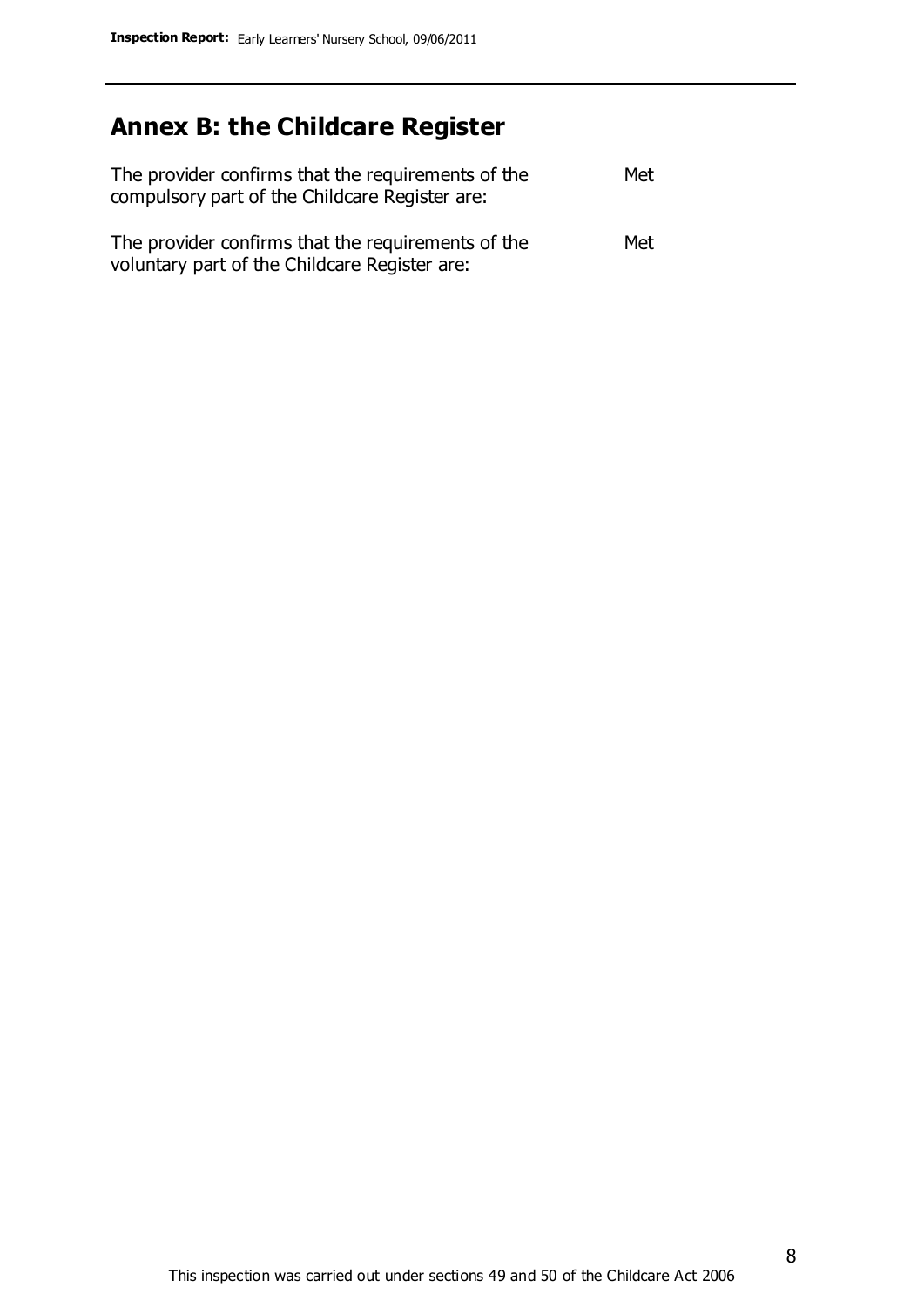## Annex B: the Childcare Register

| | |
|---|---|
| The provider confirms that the requirements of the compulsory part of the Childcare Register are: | Met |
| The provider confirms that the requirements of the voluntary part of the Childcare Register are: | Met |

This inspection was carried out under sections 49 and 50 of the Childcare Act 2006